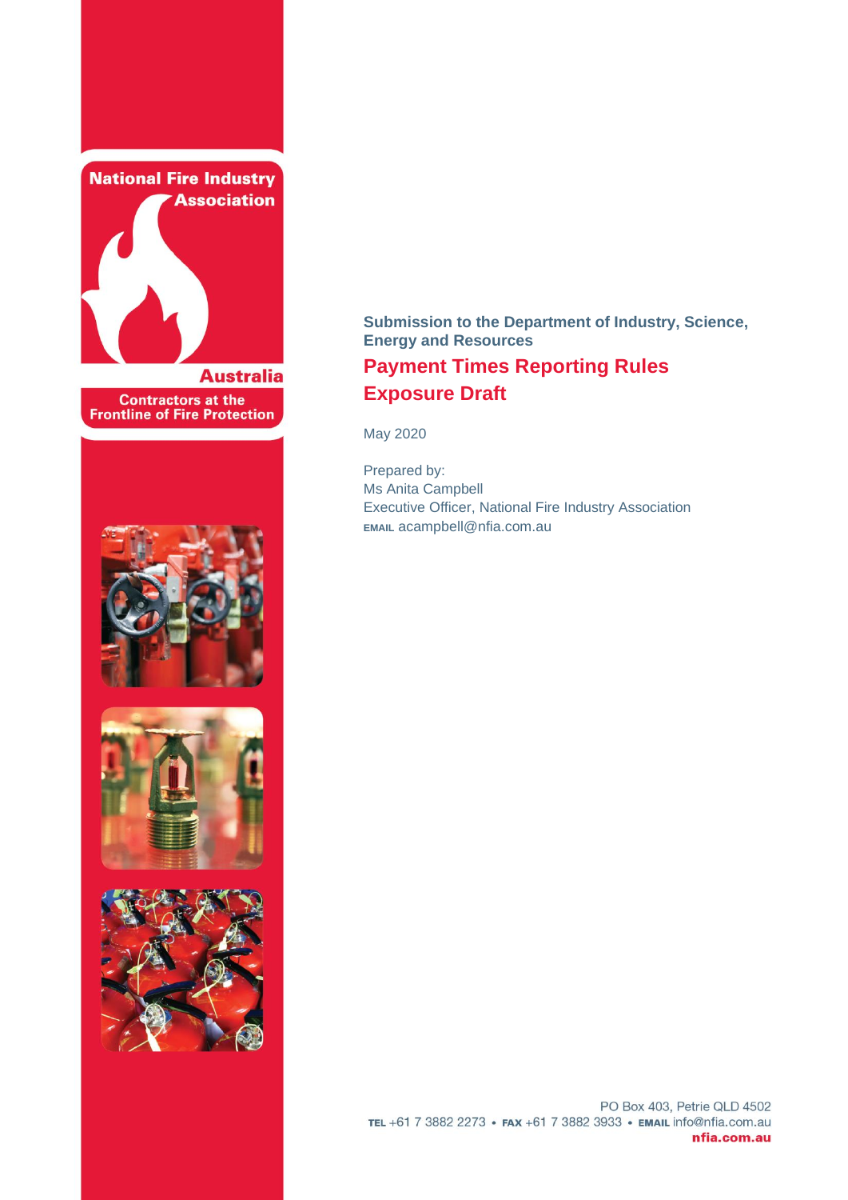National Fire Industry Association

Australia

Contractors at the Frontline of Fire Protection

**Submission to the Department of Industry, Science, Energy and Resources**

# Payment Times Reporting Rules Exposure Draft

May 2020

Prepared by:
Ms Anita Campbell
Executive Officer, National Fire Industry Association
EMAIL acampbell@nfia.com.au

PO Box 403, Petrie QLD 4502
TEL +61 7 3882 2273 • FAX +61 7 3882 3933 • EMAIL info@nfia.com.au
nfia.com.au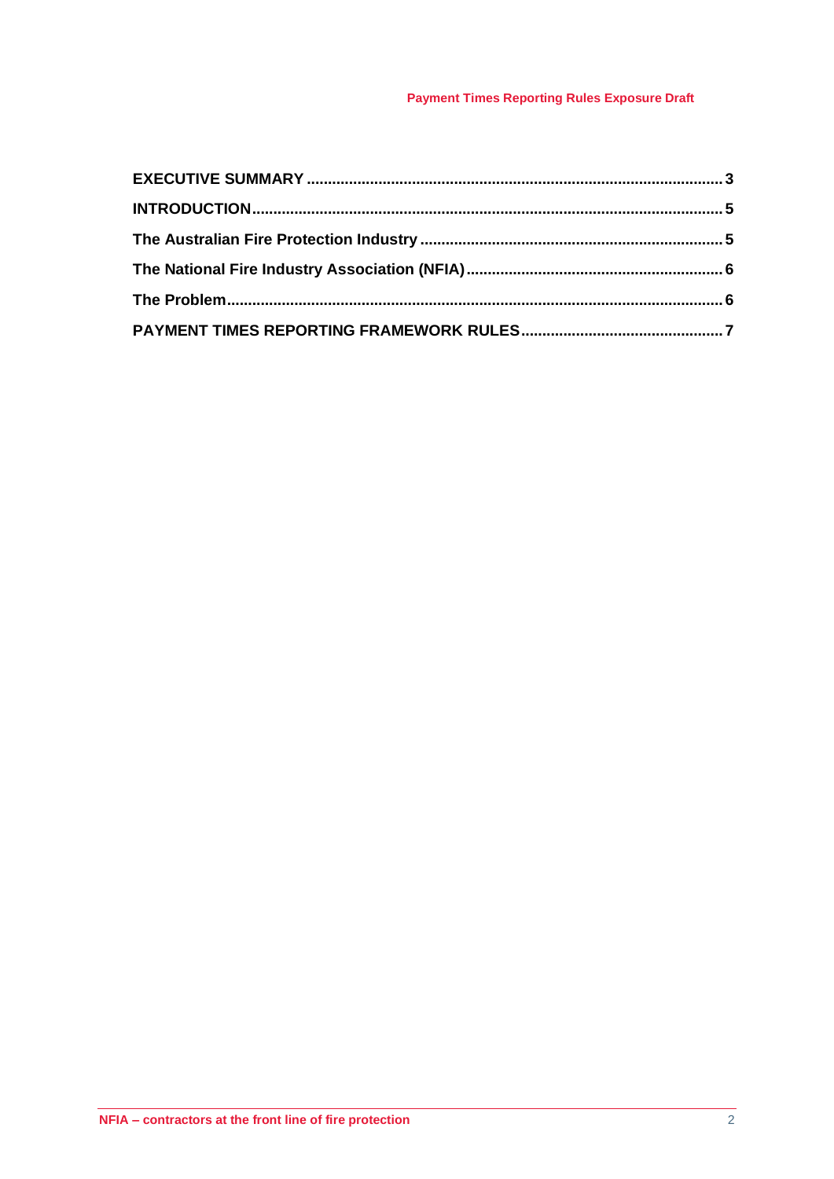| | |
|---|---|
| **EXECUTIVE SUMMARY** | **3** |
| **INTRODUCTION** | **5** |
| **The Australian Fire Protection Industry** | **5** |
| **The National Fire Industry Association (NFIA)** | **6** |
| **The Problem** | **6** |
| **PAYMENT TIMES REPORTING FRAMEWORK RULES** | **7** |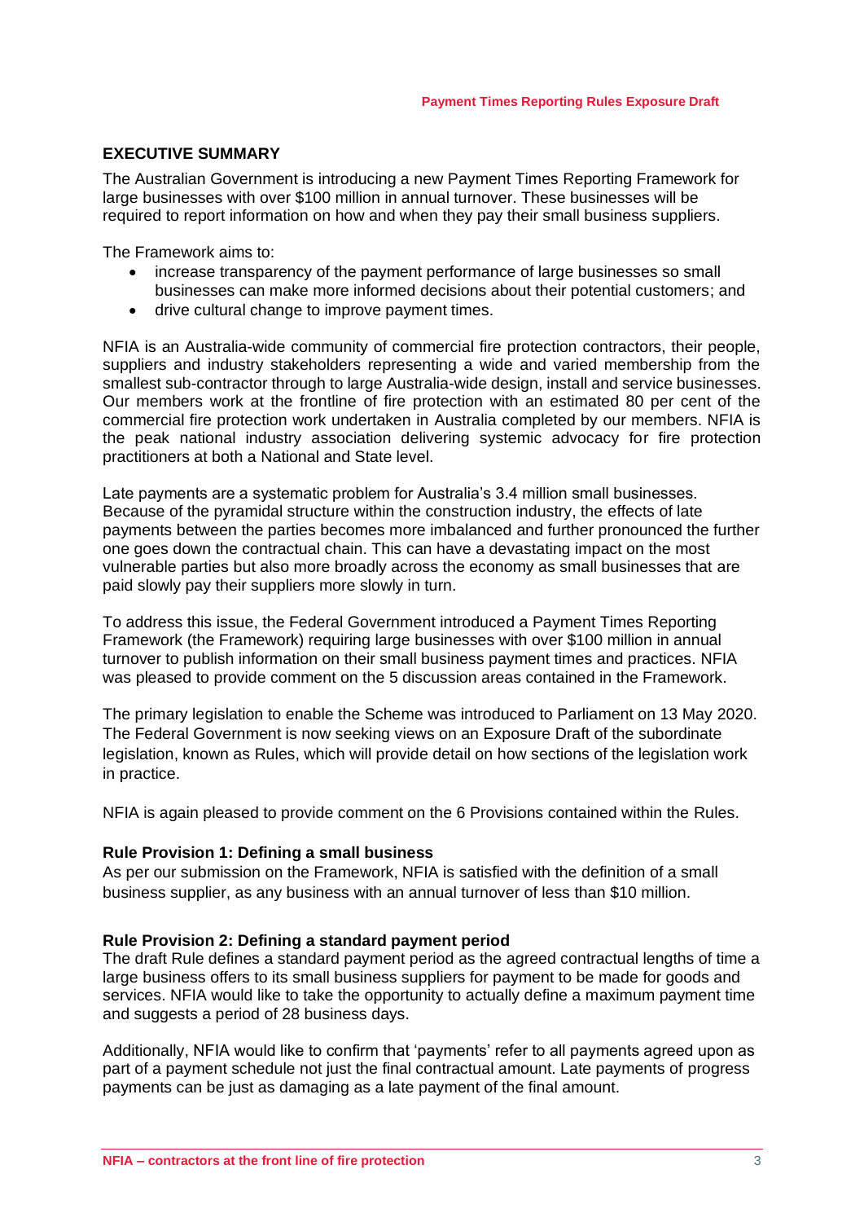## EXECUTIVE SUMMARY

The Australian Government is introducing a new Payment Times Reporting Framework for large businesses with over $100 million in annual turnover. These businesses will be required to report information on how and when they pay their small business suppliers.

The Framework aims to:

- increase transparency of the payment performance of large businesses so small businesses can make more informed decisions about their potential customers; and
- drive cultural change to improve payment times.

NFIA is an Australia-wide community of commercial fire protection contractors, their people, suppliers and industry stakeholders representing a wide and varied membership from the smallest sub-contractor through to large Australia-wide design, install and service businesses. Our members work at the frontline of fire protection with an estimated 80 per cent of the commercial fire protection work undertaken in Australia completed by our members. NFIA is the peak national industry association delivering systemic advocacy for fire protection practitioners at both a National and State level.

Late payments are a systematic problem for Australia's 3.4 million small businesses. Because of the pyramidal structure within the construction industry, the effects of late payments between the parties becomes more imbalanced and further pronounced the further one goes down the contractual chain. This can have a devastating impact on the most vulnerable parties but also more broadly across the economy as small businesses that are paid slowly pay their suppliers more slowly in turn.

To address this issue, the Federal Government introduced a Payment Times Reporting Framework (the Framework) requiring large businesses with over $100 million in annual turnover to publish information on their small business payment times and practices. NFIA was pleased to provide comment on the 5 discussion areas contained in the Framework.

The primary legislation to enable the Scheme was introduced to Parliament on 13 May 2020. The Federal Government is now seeking views on an Exposure Draft of the subordinate legislation, known as Rules, which will provide detail on how sections of the legislation work in practice.

NFIA is again pleased to provide comment on the 6 Provisions contained within the Rules.

### Rule Provision 1: Defining a small business

As per our submission on the Framework, NFIA is satisfied with the definition of a small business supplier, as any business with an annual turnover of less than $10 million.

### Rule Provision 2: Defining a standard payment period

The draft Rule defines a standard payment period as the agreed contractual lengths of time a large business offers to its small business suppliers for payment to be made for goods and services. NFIA would like to take the opportunity to actually define a maximum payment time and suggests a period of 28 business days.

Additionally, NFIA would like to confirm that 'payments' refer to all payments agreed upon as part of a payment schedule not just the final contractual amount. Late payments of progress payments can be just as damaging as a late payment of the final amount.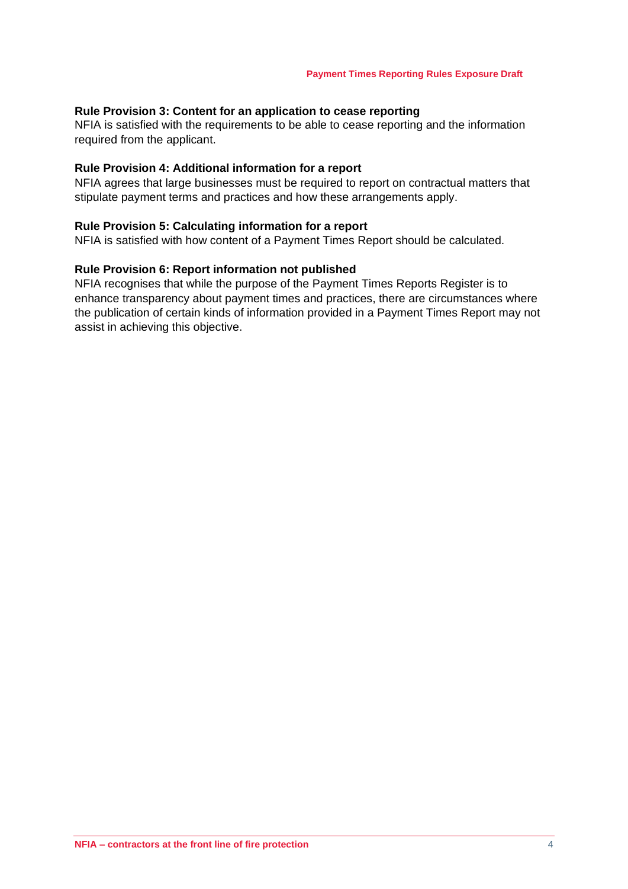### Rule Provision 3: Content for an application to cease reporting

NFIA is satisfied with the requirements to be able to cease reporting and the information required from the applicant.

### Rule Provision 4: Additional information for a report

NFIA agrees that large businesses must be required to report on contractual matters that stipulate payment terms and practices and how these arrangements apply.

### Rule Provision 5: Calculating information for a report

NFIA is satisfied with how content of a Payment Times Report should be calculated.

### Rule Provision 6: Report information not published

NFIA recognises that while the purpose of the Payment Times Reports Register is to enhance transparency about payment times and practices, there are circumstances where the publication of certain kinds of information provided in a Payment Times Report may not assist in achieving this objective.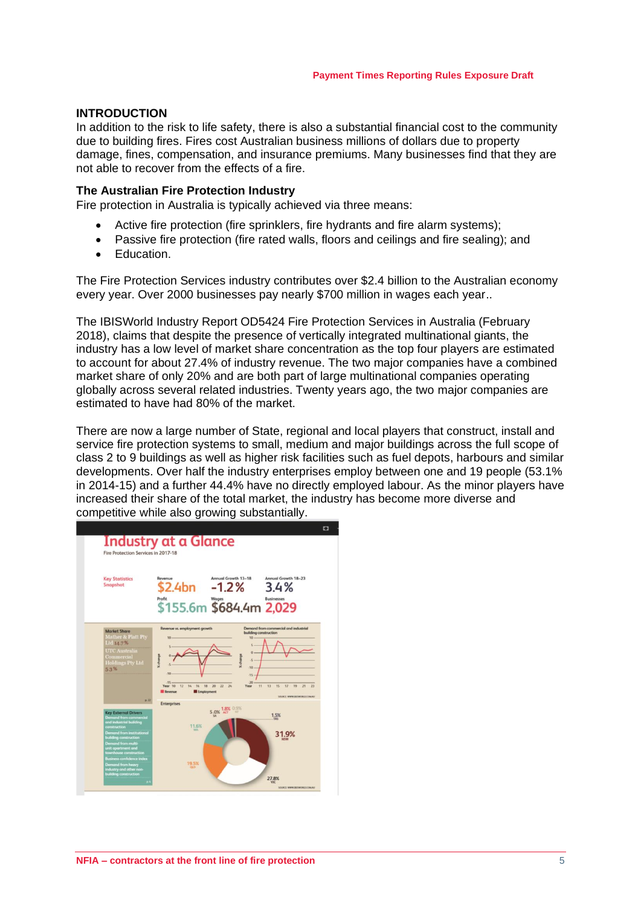## INTRODUCTION

In addition to the risk to life safety, there is also a substantial financial cost to the community due to building fires. Fires cost Australian business millions of dollars due to property damage, fines, compensation, and insurance premiums. Many businesses find that they are not able to recover from the effects of a fire.

### The Australian Fire Protection Industry

Fire protection in Australia is typically achieved via three means:

- Active fire protection (fire sprinklers, fire hydrants and fire alarm systems);
- Passive fire protection (fire rated walls, floors and ceilings and fire sealing); and
- Education.

The Fire Protection Services industry contributes over $2.4 billion to the Australian economy every year. Over 2000 businesses pay nearly $700 million in wages each year..

The IBISWorld Industry Report OD5424 Fire Protection Services in Australia (February 2018), claims that despite the presence of vertically integrated multinational giants, the industry has a low level of market share concentration as the top four players are estimated to account for about 27.4% of industry revenue. The two major companies have a combined market share of only 20% and are both part of large multinational companies operating globally across several related industries. Twenty years ago, the two major companies are estimated to have had 80% of the market.

There are now a large number of State, regional and local players that construct, install and service fire protection systems to small, medium and major buildings across the full scope of class 2 to 9 buildings as well as higher risk facilities such as fuel depots, harbours and similar developments. Over half the industry enterprises employ between one and 19 people (53.1% in 2014-15) and a further 44.4% have no directly employed labour. As the minor players have increased their share of the total market, the industry has become more diverse and competitive while also growing substantially.

**Industry at a Glance**

Fire Protection Services in 2017-18

Key Statistics Snapshot

| Revenue | Annual Growth 13–18 | Annual Growth 18–23 |
| --- | --- | --- |
| $2.4bn | -1.2% | 3.4% |
| **Profit** | **Wages** | **Businesses** |
| $155.6m | $684.4m | 2,029 |

Market Share: Mather & Platt Pty Ltd 14.7%; UTC Australia Commercial Holdings Pty Ltd 5.3%

Key External Drivers: Demand from commercial and industrial building construction; Demand from institutional building construction; Demand from multi-unit apartment and townhouse construction; Business confidence index; Demand from heavy industry and other non-building construction

Enterprises: NSW 31.9%; VIC 27.8%; QLD 19.5%; WA 11.6%; SA 5.0%; ACT 1.8%; NT 0.9%; TAS 1.5%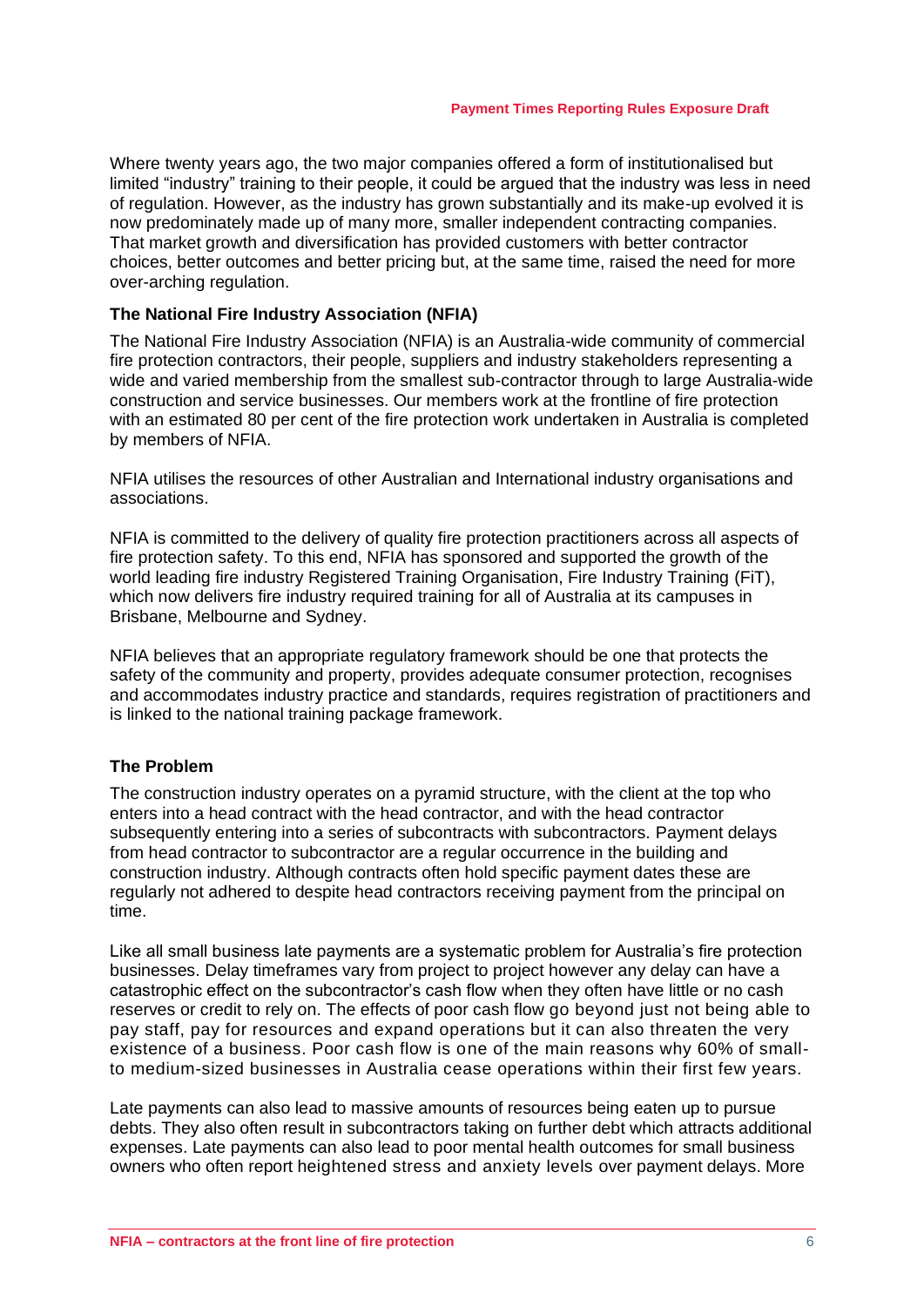Where twenty years ago, the two major companies offered a form of institutionalised but limited "industry" training to their people, it could be argued that the industry was less in need of regulation. However, as the industry has grown substantially and its make-up evolved it is now predominately made up of many more, smaller independent contracting companies. That market growth and diversification has provided customers with better contractor choices, better outcomes and better pricing but, at the same time, raised the need for more over-arching regulation.

### The National Fire Industry Association (NFIA)

The National Fire Industry Association (NFIA) is an Australia-wide community of commercial fire protection contractors, their people, suppliers and industry stakeholders representing a wide and varied membership from the smallest sub-contractor through to large Australia-wide construction and service businesses. Our members work at the frontline of fire protection with an estimated 80 per cent of the fire protection work undertaken in Australia is completed by members of NFIA.

NFIA utilises the resources of other Australian and International industry organisations and associations.

NFIA is committed to the delivery of quality fire protection practitioners across all aspects of fire protection safety. To this end, NFIA has sponsored and supported the growth of the world leading fire industry Registered Training Organisation, Fire Industry Training (FiT), which now delivers fire industry required training for all of Australia at its campuses in Brisbane, Melbourne and Sydney.

NFIA believes that an appropriate regulatory framework should be one that protects the safety of the community and property, provides adequate consumer protection, recognises and accommodates industry practice and standards, requires registration of practitioners and is linked to the national training package framework.

### The Problem

The construction industry operates on a pyramid structure, with the client at the top who enters into a head contract with the head contractor, and with the head contractor subsequently entering into a series of subcontracts with subcontractors. Payment delays from head contractor to subcontractor are a regular occurrence in the building and construction industry. Although contracts often hold specific payment dates these are regularly not adhered to despite head contractors receiving payment from the principal on time.

Like all small business late payments are a systematic problem for Australia's fire protection businesses. Delay timeframes vary from project to project however any delay can have a catastrophic effect on the subcontractor's cash flow when they often have little or no cash reserves or credit to rely on. The effects of poor cash flow go beyond just not being able to pay staff, pay for resources and expand operations but it can also threaten the very existence of a business. Poor cash flow is one of the main reasons why 60% of small- to medium-sized businesses in Australia cease operations within their first few years.

Late payments can also lead to massive amounts of resources being eaten up to pursue debts. They also often result in subcontractors taking on further debt which attracts additional expenses. Late payments can also lead to poor mental health outcomes for small business owners who often report heightened stress and anxiety levels over payment delays. More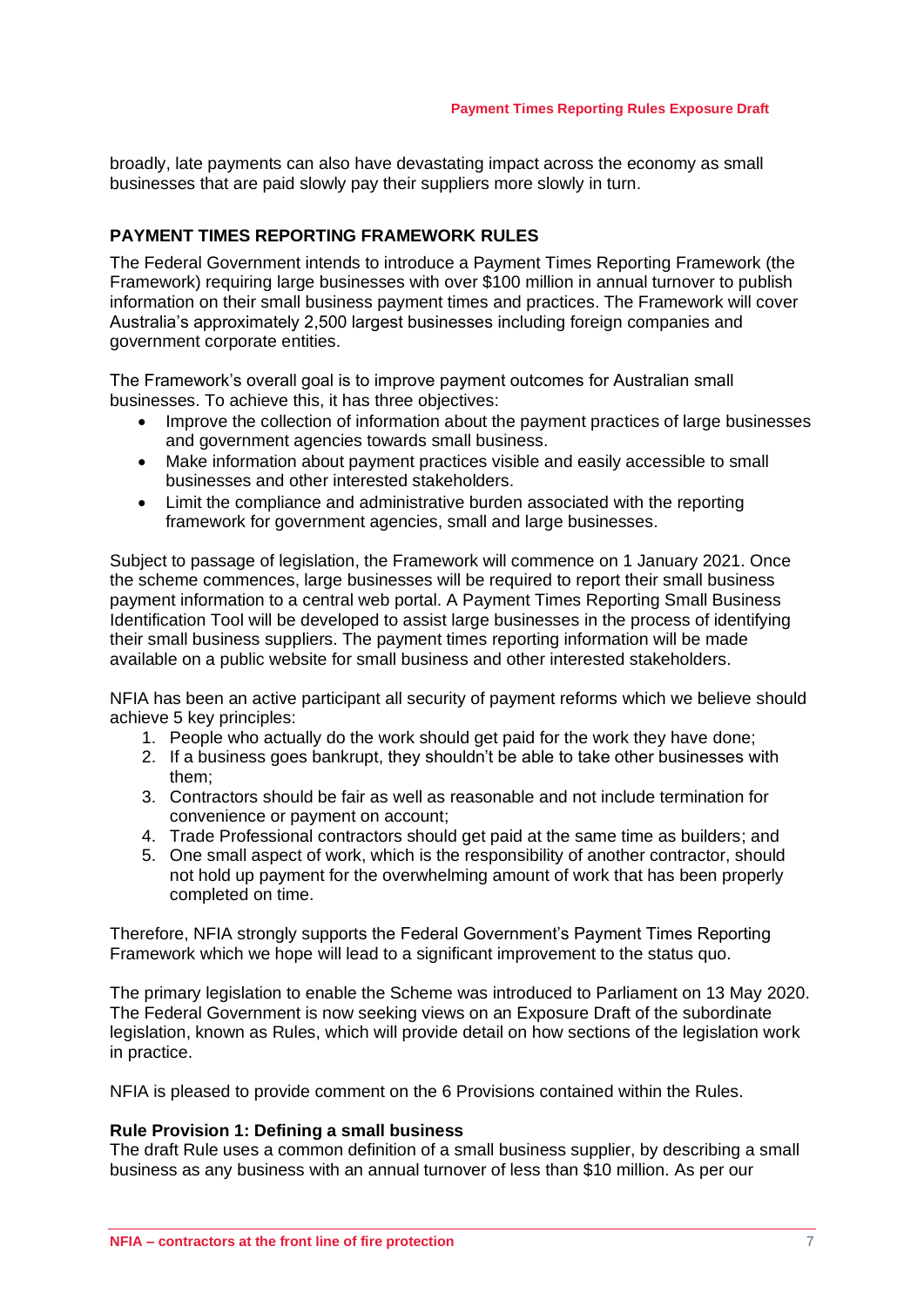broadly, late payments can also have devastating impact across the economy as small businesses that are paid slowly pay their suppliers more slowly in turn.

## PAYMENT TIMES REPORTING FRAMEWORK RULES

The Federal Government intends to introduce a Payment Times Reporting Framework (the Framework) requiring large businesses with over $100 million in annual turnover to publish information on their small business payment times and practices. The Framework will cover Australia's approximately 2,500 largest businesses including foreign companies and government corporate entities.

The Framework's overall goal is to improve payment outcomes for Australian small businesses. To achieve this, it has three objectives:

- Improve the collection of information about the payment practices of large businesses and government agencies towards small business.
- Make information about payment practices visible and easily accessible to small businesses and other interested stakeholders.
- Limit the compliance and administrative burden associated with the reporting framework for government agencies, small and large businesses.

Subject to passage of legislation, the Framework will commence on 1 January 2021. Once the scheme commences, large businesses will be required to report their small business payment information to a central web portal. A Payment Times Reporting Small Business Identification Tool will be developed to assist large businesses in the process of identifying their small business suppliers. The payment times reporting information will be made available on a public website for small business and other interested stakeholders.

NFIA has been an active participant all security of payment reforms which we believe should achieve 5 key principles:

1. People who actually do the work should get paid for the work they have done;
2. If a business goes bankrupt, they shouldn't be able to take other businesses with them;
3. Contractors should be fair as well as reasonable and not include termination for convenience or payment on account;
4. Trade Professional contractors should get paid at the same time as builders; and
5. One small aspect of work, which is the responsibility of another contractor, should not hold up payment for the overwhelming amount of work that has been properly completed on time.

Therefore, NFIA strongly supports the Federal Government's Payment Times Reporting Framework which we hope will lead to a significant improvement to the status quo.

The primary legislation to enable the Scheme was introduced to Parliament on 13 May 2020. The Federal Government is now seeking views on an Exposure Draft of the subordinate legislation, known as Rules, which will provide detail on how sections of the legislation work in practice.

NFIA is pleased to provide comment on the 6 Provisions contained within the Rules.

### Rule Provision 1: Defining a small business

The draft Rule uses a common definition of a small business supplier, by describing a small business as any business with an annual turnover of less than $10 million. As per our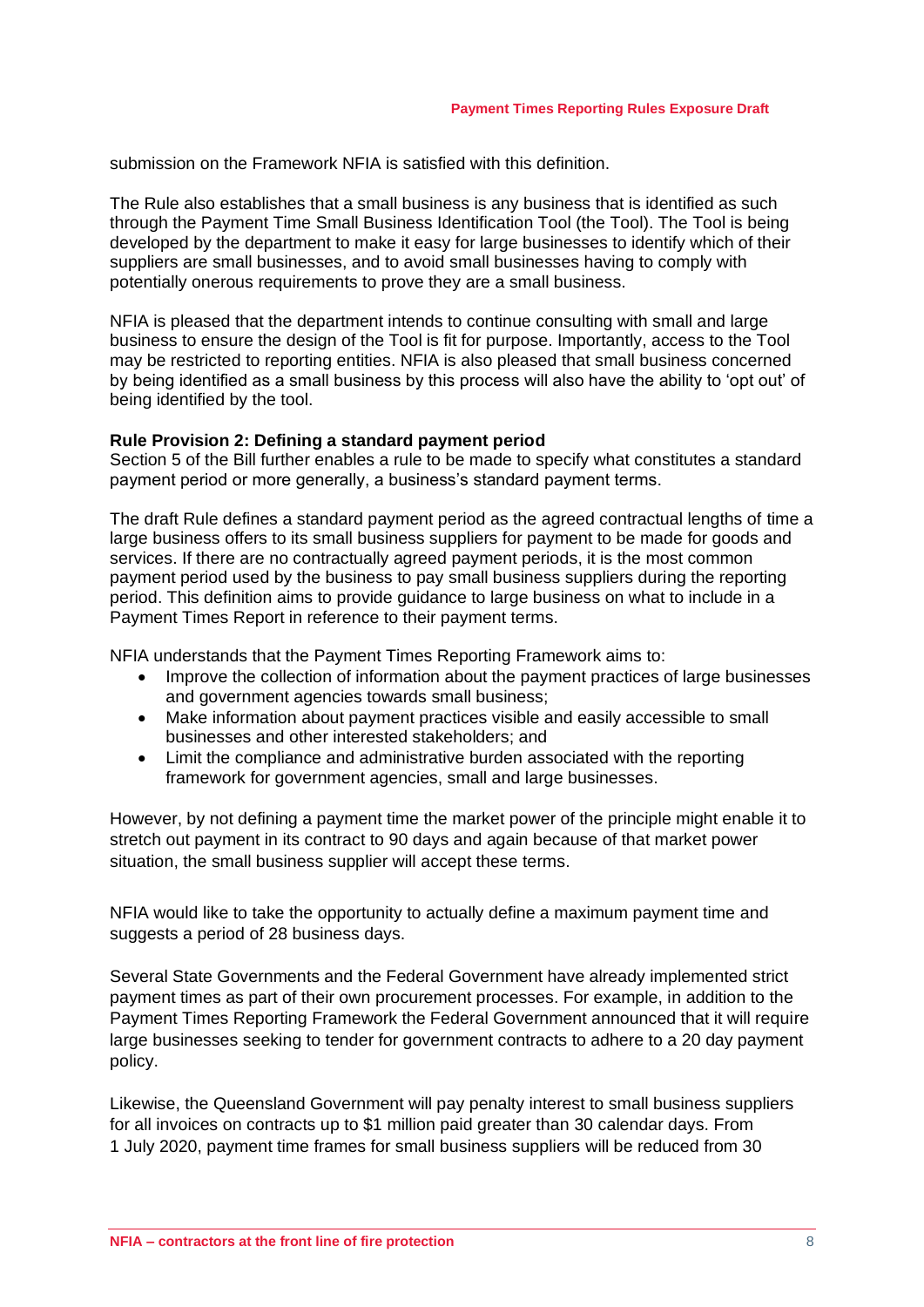submission on the Framework NFIA is satisfied with this definition.

The Rule also establishes that a small business is any business that is identified as such through the Payment Time Small Business Identification Tool (the Tool). The Tool is being developed by the department to make it easy for large businesses to identify which of their suppliers are small businesses, and to avoid small businesses having to comply with potentially onerous requirements to prove they are a small business.

NFIA is pleased that the department intends to continue consulting with small and large business to ensure the design of the Tool is fit for purpose. Importantly, access to the Tool may be restricted to reporting entities. NFIA is also pleased that small business concerned by being identified as a small business by this process will also have the ability to 'opt out' of being identified by the tool.

**Rule Provision 2: Defining a standard payment period**
Section 5 of the Bill further enables a rule to be made to specify what constitutes a standard payment period or more generally, a business's standard payment terms.

The draft Rule defines a standard payment period as the agreed contractual lengths of time a large business offers to its small business suppliers for payment to be made for goods and services. If there are no contractually agreed payment periods, it is the most common payment period used by the business to pay small business suppliers during the reporting period. This definition aims to provide guidance to large business on what to include in a Payment Times Report in reference to their payment terms.

NFIA understands that the Payment Times Reporting Framework aims to:

- Improve the collection of information about the payment practices of large businesses and government agencies towards small business;
- Make information about payment practices visible and easily accessible to small businesses and other interested stakeholders; and
- Limit the compliance and administrative burden associated with the reporting framework for government agencies, small and large businesses.

However, by not defining a payment time the market power of the principle might enable it to stretch out payment in its contract to 90 days and again because of that market power situation, the small business supplier will accept these terms.

NFIA would like to take the opportunity to actually define a maximum payment time and suggests a period of 28 business days.

Several State Governments and the Federal Government have already implemented strict payment times as part of their own procurement processes. For example, in addition to the Payment Times Reporting Framework the Federal Government announced that it will require large businesses seeking to tender for government contracts to adhere to a 20 day payment policy.

Likewise, the Queensland Government will pay penalty interest to small business suppliers for all invoices on contracts up to $1 million paid greater than 30 calendar days. From 1 July 2020, payment time frames for small business suppliers will be reduced from 30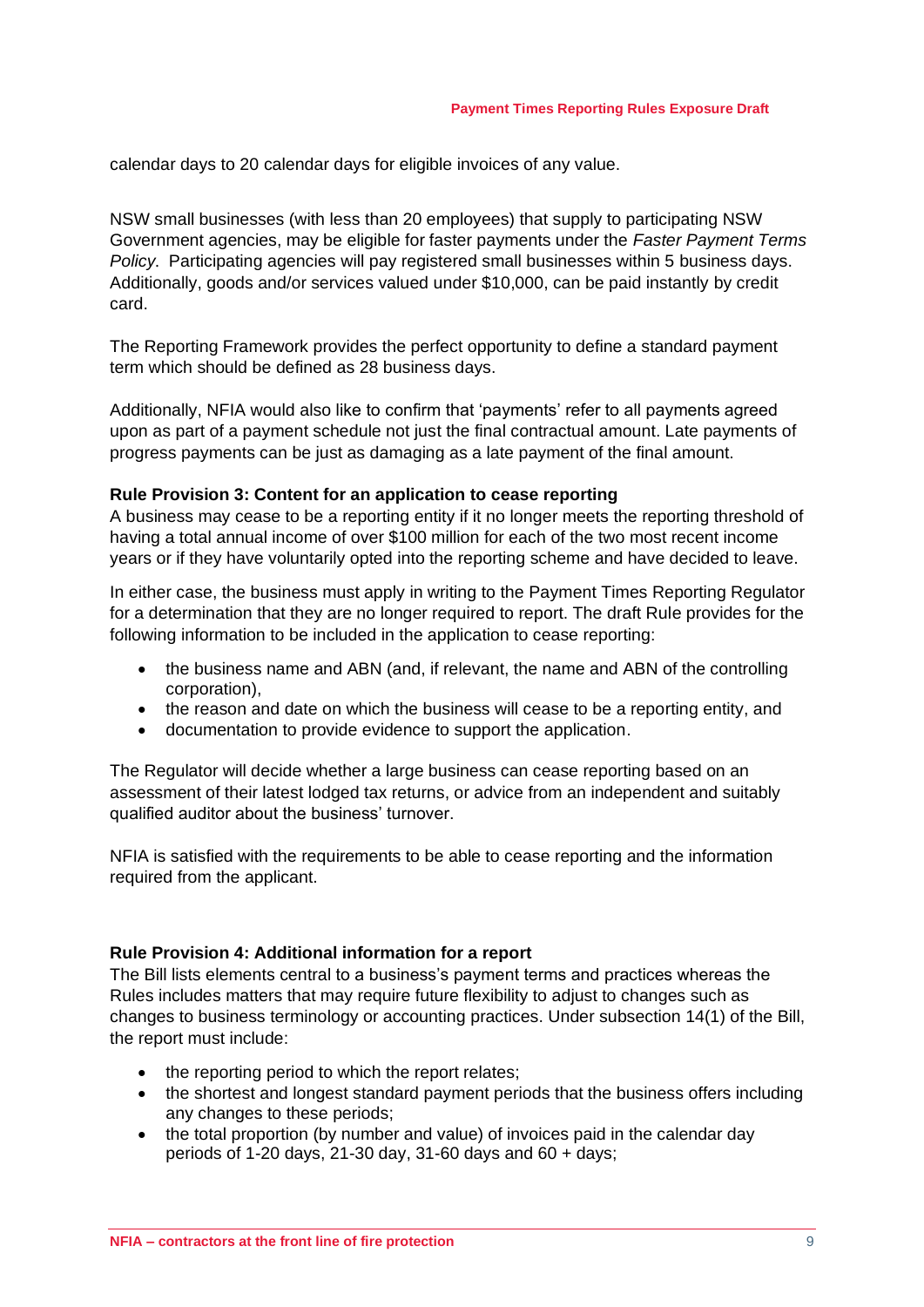calendar days to 20 calendar days for eligible invoices of any value.

NSW small businesses (with less than 20 employees) that supply to participating NSW Government agencies, may be eligible for faster payments under the *Faster Payment Terms Policy*. Participating agencies will pay registered small businesses within 5 business days. Additionally, goods and/or services valued under $10,000, can be paid instantly by credit card.

The Reporting Framework provides the perfect opportunity to define a standard payment term which should be defined as 28 business days.

Additionally, NFIA would also like to confirm that 'payments' refer to all payments agreed upon as part of a payment schedule not just the final contractual amount. Late payments of progress payments can be just as damaging as a late payment of the final amount.

**Rule Provision 3: Content for an application to cease reporting**

A business may cease to be a reporting entity if it no longer meets the reporting threshold of having a total annual income of over $100 million for each of the two most recent income years or if they have voluntarily opted into the reporting scheme and have decided to leave.

In either case, the business must apply in writing to the Payment Times Reporting Regulator for a determination that they are no longer required to report. The draft Rule provides for the following information to be included in the application to cease reporting:

- the business name and ABN (and, if relevant, the name and ABN of the controlling corporation),
- the reason and date on which the business will cease to be a reporting entity, and
- documentation to provide evidence to support the application.

The Regulator will decide whether a large business can cease reporting based on an assessment of their latest lodged tax returns, or advice from an independent and suitably qualified auditor about the business' turnover.

NFIA is satisfied with the requirements to be able to cease reporting and the information required from the applicant.

**Rule Provision 4: Additional information for a report**

The Bill lists elements central to a business's payment terms and practices whereas the Rules includes matters that may require future flexibility to adjust to changes such as changes to business terminology or accounting practices. Under subsection 14(1) of the Bill, the report must include:

- the reporting period to which the report relates;
- the shortest and longest standard payment periods that the business offers including any changes to these periods;
- the total proportion (by number and value) of invoices paid in the calendar day periods of 1-20 days, 21-30 day, 31-60 days and 60 + days;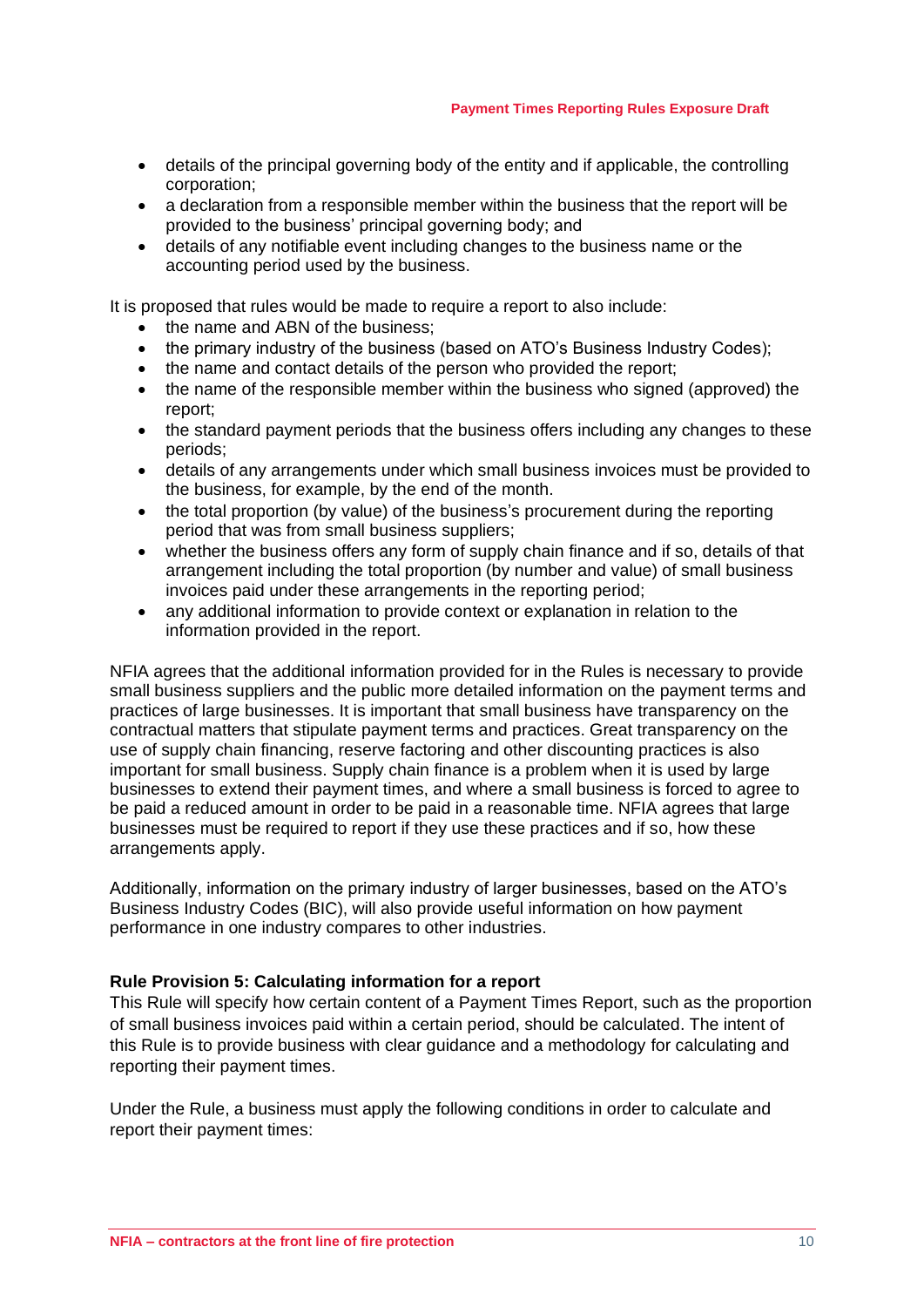- details of the principal governing body of the entity and if applicable, the controlling corporation;
- a declaration from a responsible member within the business that the report will be provided to the business' principal governing body; and
- details of any notifiable event including changes to the business name or the accounting period used by the business.

It is proposed that rules would be made to require a report to also include:

- the name and ABN of the business;
- the primary industry of the business (based on ATO's Business Industry Codes);
- the name and contact details of the person who provided the report;
- the name of the responsible member within the business who signed (approved) the report;
- the standard payment periods that the business offers including any changes to these periods;
- details of any arrangements under which small business invoices must be provided to the business, for example, by the end of the month.
- the total proportion (by value) of the business's procurement during the reporting period that was from small business suppliers;
- whether the business offers any form of supply chain finance and if so, details of that arrangement including the total proportion (by number and value) of small business invoices paid under these arrangements in the reporting period;
- any additional information to provide context or explanation in relation to the information provided in the report.

NFIA agrees that the additional information provided for in the Rules is necessary to provide small business suppliers and the public more detailed information on the payment terms and practices of large businesses. It is important that small business have transparency on the contractual matters that stipulate payment terms and practices. Great transparency on the use of supply chain financing, reserve factoring and other discounting practices is also important for small business. Supply chain finance is a problem when it is used by large businesses to extend their payment times, and where a small business is forced to agree to be paid a reduced amount in order to be paid in a reasonable time. NFIA agrees that large businesses must be required to report if they use these practices and if so, how these arrangements apply.

Additionally, information on the primary industry of larger businesses, based on the ATO's Business Industry Codes (BIC), will also provide useful information on how payment performance in one industry compares to other industries.

**Rule Provision 5: Calculating information for a report**

This Rule will specify how certain content of a Payment Times Report, such as the proportion of small business invoices paid within a certain period, should be calculated. The intent of this Rule is to provide business with clear guidance and a methodology for calculating and reporting their payment times.

Under the Rule, a business must apply the following conditions in order to calculate and report their payment times: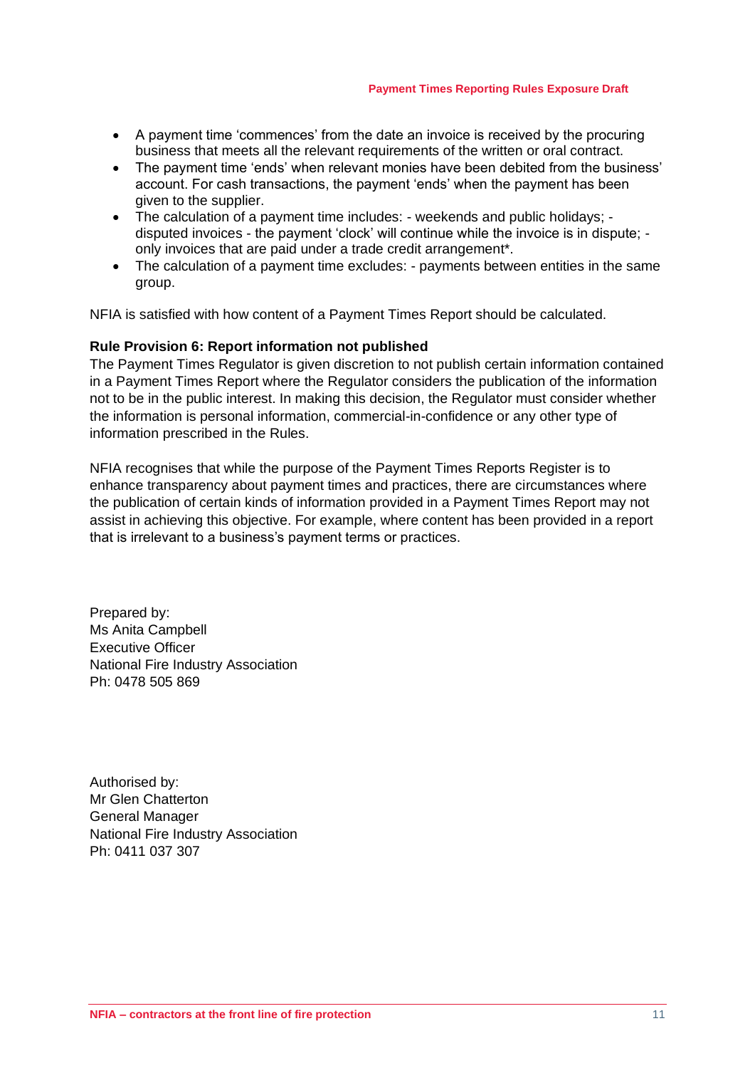- A payment time 'commences' from the date an invoice is received by the procuring business that meets all the relevant requirements of the written or oral contract.
- The payment time 'ends' when relevant monies have been debited from the business' account. For cash transactions, the payment 'ends' when the payment has been given to the supplier.
- The calculation of a payment time includes: - weekends and public holidays; - disputed invoices - the payment 'clock' will continue while the invoice is in dispute; - only invoices that are paid under a trade credit arrangement*.
- The calculation of a payment time excludes: - payments between entities in the same group.

NFIA is satisfied with how content of a Payment Times Report should be calculated.

**Rule Provision 6: Report information not published**
The Payment Times Regulator is given discretion to not publish certain information contained in a Payment Times Report where the Regulator considers the publication of the information not to be in the public interest. In making this decision, the Regulator must consider whether the information is personal information, commercial-in-confidence or any other type of information prescribed in the Rules.

NFIA recognises that while the purpose of the Payment Times Reports Register is to enhance transparency about payment times and practices, there are circumstances where the publication of certain kinds of information provided in a Payment Times Report may not assist in achieving this objective. For example, where content has been provided in a report that is irrelevant to a business's payment terms or practices.

Prepared by:
Ms Anita Campbell
Executive Officer
National Fire Industry Association
Ph: 0478 505 869

Authorised by:
Mr Glen Chatterton
General Manager
National Fire Industry Association
Ph: 0411 037 307